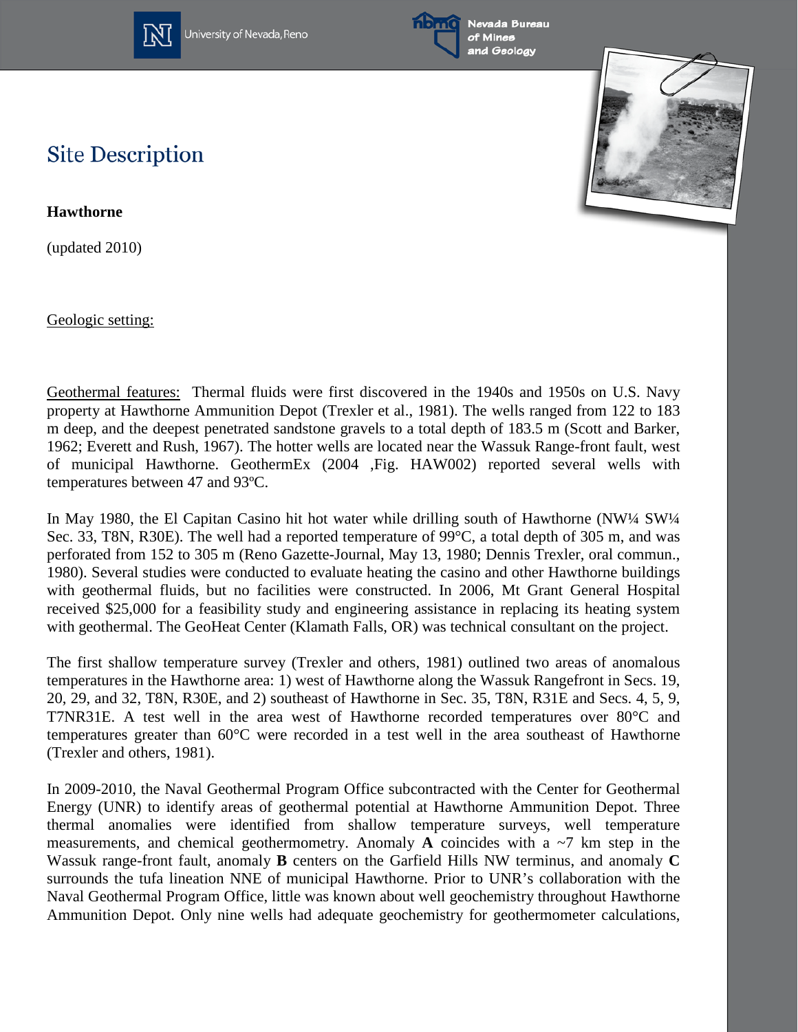# Site Description

**Hawthorne**

(updated 2010)

Geologic setting:

Geothermal features: Thermal fluids were first discovered in the 1940s and 1950s on U.S. Navy property at Hawthorne Ammunition Depot (Trexler et al., 1981). The wells ranged from 122 to 183 m deep, and the deepest penetrated sandstone gravels to a total depth of 183.5 m (Scott and Barker, 1962; Everett and Rush, 1967). The hotter wells are located near the Wassuk Range-front fault, west of municipal Hawthorne. GeothermEx (2004 ,Fig. HAW002) reported several wells with temperatures between 47 and 93ºC.

In May 1980, the El Capitan Casino hit hot water while drilling south of Hawthorne (NW¼ SW¼ Sec. 33, T8N, R30E). The well had a reported temperature of 99°C, a total depth of 305 m, and was perforated from 152 to 305 m (Reno Gazette-Journal, May 13, 1980; Dennis Trexler, oral commun., 1980). Several studies were conducted to evaluate heating the casino and other Hawthorne buildings with geothermal fluids, but no facilities were constructed. In 2006, Mt Grant General Hospital received $25,000 for a feasibility study and engineering assistance in replacing its heating system with geothermal. The GeoHeat Center (Klamath Falls, OR) was technical consultant on the project.

The first shallow temperature survey (Trexler and others, 1981) outlined two areas of anomalous temperatures in the Hawthorne area: 1) west of Hawthorne along the Wassuk Rangefront in Secs. 19, 20, 29, and 32, T8N, R30E, and 2) southeast of Hawthorne in Sec. 35, T8N, R31E and Secs. 4, 5, 9, T7NR31E. A test well in the area west of Hawthorne recorded temperatures over 80°C and temperatures greater than 60°C were recorded in a test well in the area southeast of Hawthorne (Trexler and others, 1981).

In 2009-2010, the Naval Geothermal Program Office subcontracted with the Center for Geothermal Energy (UNR) to identify areas of geothermal potential at Hawthorne Ammunition Depot. Three thermal anomalies were identified from shallow temperature surveys, well temperature measurements, and chemical geothermometry. Anomaly **A** coincides with a ~7 km step in the Wassuk range-front fault, anomaly **B** centers on the Garfield Hills NW terminus, and anomaly **C** surrounds the tufa lineation NNE of municipal Hawthorne. Prior to UNR's collaboration with the Naval Geothermal Program Office, little was known about well geochemistry throughout Hawthorne Ammunition Depot. Only nine wells had adequate geochemistry for geothermometer calculations,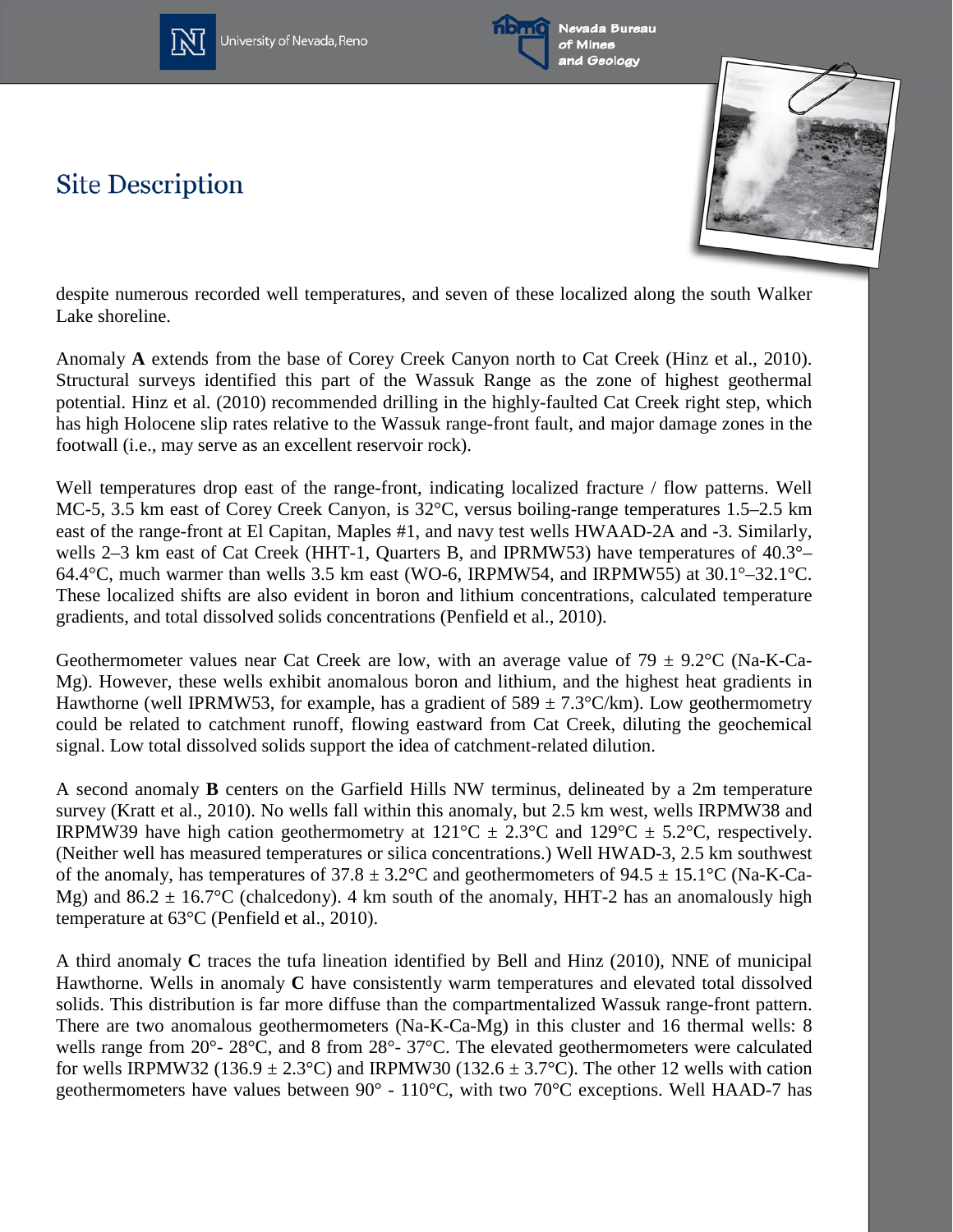# Site Description

despite numerous recorded well temperatures, and seven of these localized along the south Walker Lake shoreline.

Anomaly **A** extends from the base of Corey Creek Canyon north to Cat Creek (Hinz et al., 2010). Structural surveys identified this part of the Wassuk Range as the zone of highest geothermal potential. Hinz et al. (2010) recommended drilling in the highly-faulted Cat Creek right step, which has high Holocene slip rates relative to the Wassuk range-front fault, and major damage zones in the footwall (i.e., may serve as an excellent reservoir rock).

Well temperatures drop east of the range-front, indicating localized fracture / flow patterns. Well MC-5, 3.5 km east of Corey Creek Canyon, is 32°C, versus boiling-range temperatures 1.5–2.5 km east of the range-front at El Capitan, Maples #1, and navy test wells HWAAD-2A and -3. Similarly, wells 2–3 km east of Cat Creek (HHT-1, Quarters B, and IPRMW53) have temperatures of 40.3°–64.4°C, much warmer than wells 3.5 km east (WO-6, IRPMW54, and IRPMW55) at 30.1°–32.1°C. These localized shifts are also evident in boron and lithium concentrations, calculated temperature gradients, and total dissolved solids concentrations (Penfield et al., 2010).

Geothermometer values near Cat Creek are low, with an average value of 79 ± 9.2°C (Na-K-Ca-Mg). However, these wells exhibit anomalous boron and lithium, and the highest heat gradients in Hawthorne (well IPRMW53, for example, has a gradient of 589 ± 7.3°C/km). Low geothermometry could be related to catchment runoff, flowing eastward from Cat Creek, diluting the geochemical signal. Low total dissolved solids support the idea of catchment-related dilution.

A second anomaly **B** centers on the Garfield Hills NW terminus, delineated by a 2m temperature survey (Kratt et al., 2010). No wells fall within this anomaly, but 2.5 km west, wells IRPMW38 and IRPMW39 have high cation geothermometry at 121°C ± 2.3°C and 129°C ± 5.2°C, respectively. (Neither well has measured temperatures or silica concentrations.) Well HWAD-3, 2.5 km southwest of the anomaly, has temperatures of 37.8 ± 3.2°C and geothermometers of 94.5 ± 15.1°C (Na-K-Ca-Mg) and 86.2 ± 16.7°C (chalcedony). 4 km south of the anomaly, HHT-2 has an anomalously high temperature at 63°C (Penfield et al., 2010).

A third anomaly **C** traces the tufa lineation identified by Bell and Hinz (2010), NNE of municipal Hawthorne. Wells in anomaly **C** have consistently warm temperatures and elevated total dissolved solids. This distribution is far more diffuse than the compartmentalized Wassuk range-front pattern. There are two anomalous geothermometers (Na-K-Ca-Mg) in this cluster and 16 thermal wells: 8 wells range from 20°- 28°C, and 8 from 28°- 37°C. The elevated geothermometers were calculated for wells IRPMW32 (136.9 ± 2.3°C) and IRPMW30 (132.6 ± 3.7°C). The other 12 wells with cation geothermometers have values between 90° - 110°C, with two 70°C exceptions. Well HAAD-7 has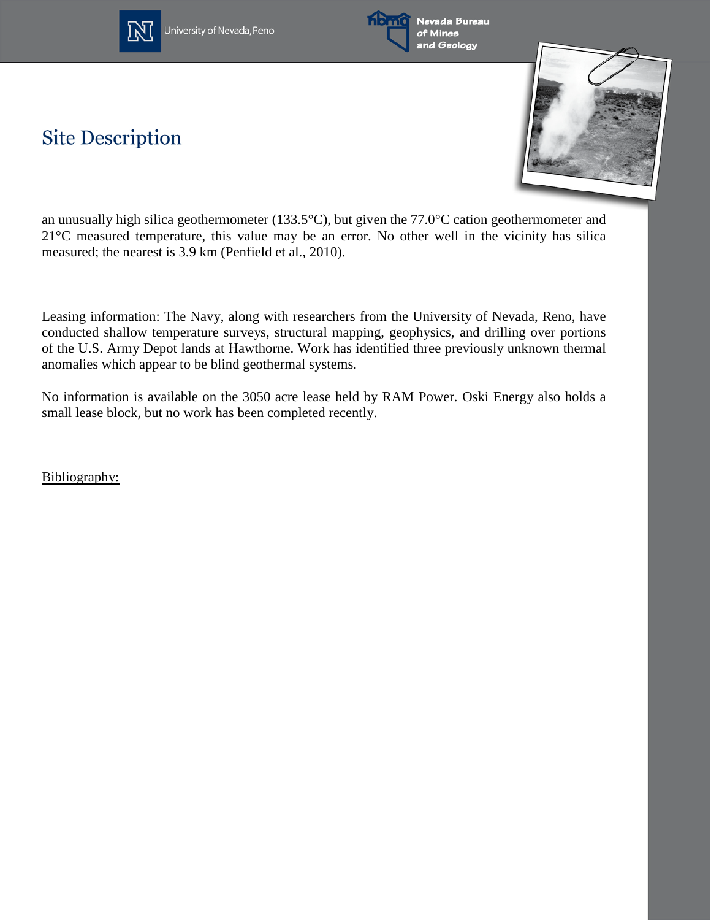## Site Description

an unusually high silica geothermometer (133.5°C), but given the 77.0°C cation geothermometer and 21°C measured temperature, this value may be an error. No other well in the vicinity has silica measured; the nearest is 3.9 km (Penfield et al., 2010).

Leasing information: The Navy, along with researchers from the University of Nevada, Reno, have conducted shallow temperature surveys, structural mapping, geophysics, and drilling over portions of the U.S. Army Depot lands at Hawthorne. Work has identified three previously unknown thermal anomalies which appear to be blind geothermal systems.

No information is available on the 3050 acre lease held by RAM Power. Oski Energy also holds a small lease block, but no work has been completed recently.

Bibliography: